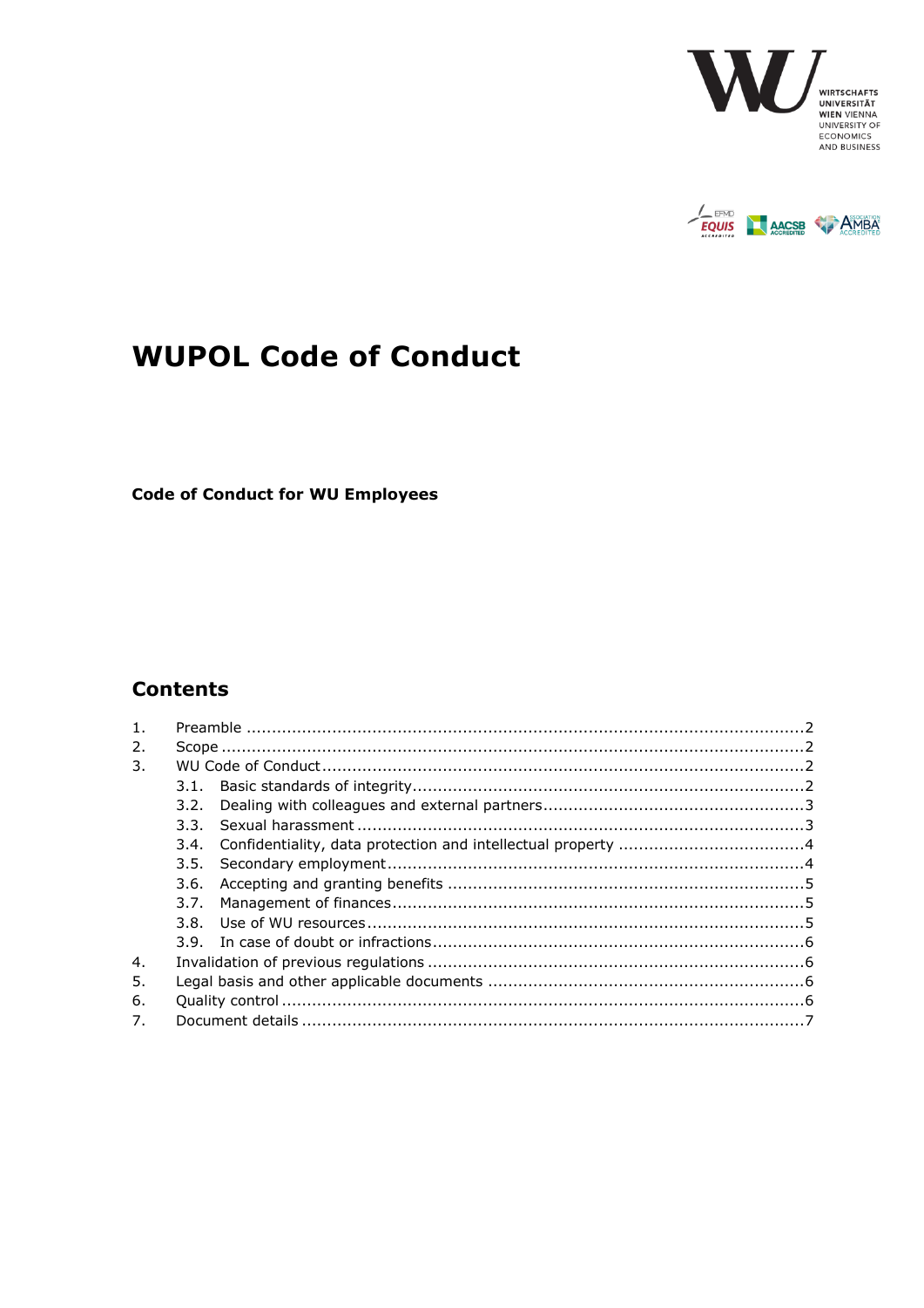# WUPOL Code of Conduct

**Code of Conduct for WU Employees**

## Contents

1. Preamble ....................................................................................................2
2. Scope ..........................................................................................................2
3. WU Code of Conduct ...................................................................................2
   - 3.1. Basic standards of integrity ................................................................2
   - 3.2. Dealing with colleagues and external partners .....................................3
   - 3.3. Sexual harassment ..............................................................................3
   - 3.4. Confidentiality, data protection and intellectual property .....................4
   - 3.5. Secondary employment .......................................................................4
   - 3.6. Accepting and granting benefits ..........................................................5
   - 3.7. Management of finances .....................................................................5
   - 3.8. Use of WU resources ...........................................................................5
   - 3.9. In case of doubt or infractions .............................................................6
4. Invalidation of previous regulations .............................................................6
5. Legal basis and other applicable documents ................................................6
6. Quality control .............................................................................................6
7. Document details ..........................................................................................7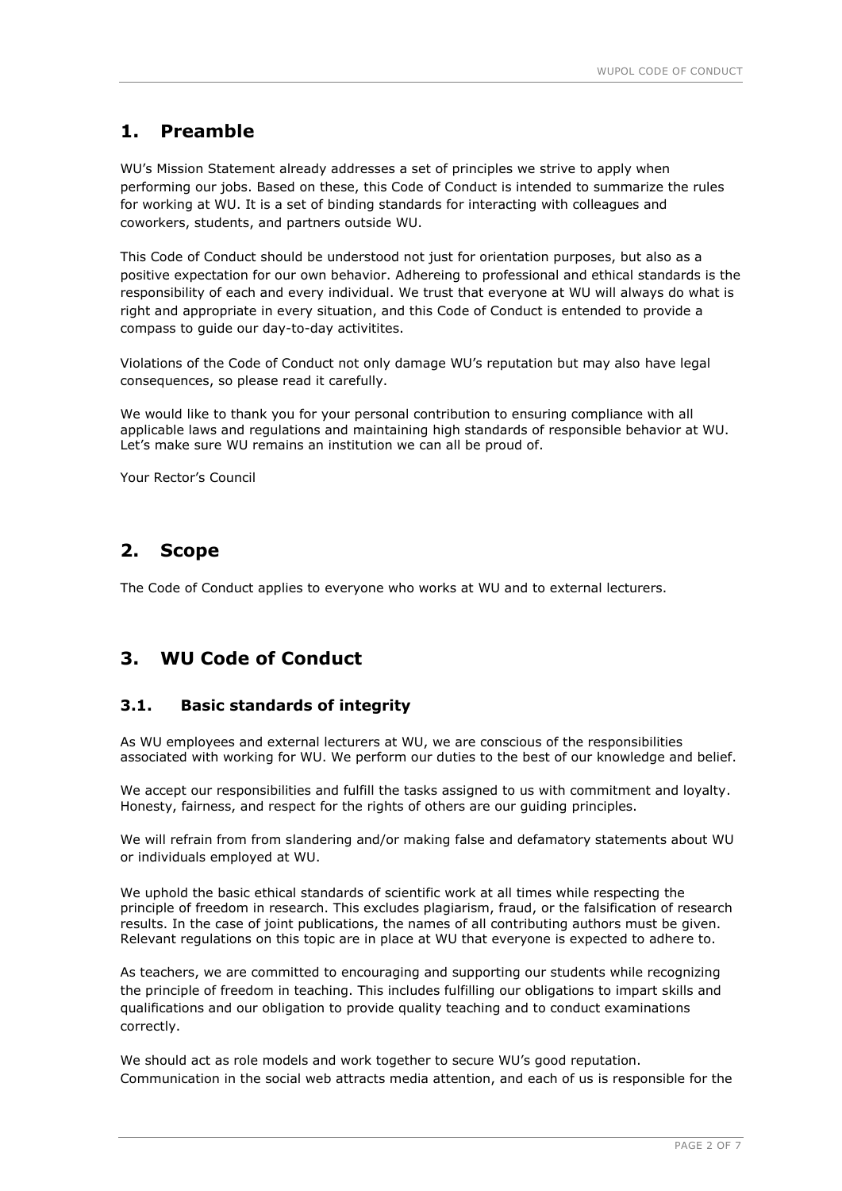## 1. Preamble

WU's Mission Statement already addresses a set of principles we strive to apply when performing our jobs. Based on these, this Code of Conduct is intended to summarize the rules for working at WU. It is a set of binding standards for interacting with colleagues and coworkers, students, and partners outside WU.

This Code of Conduct should be understood not just for orientation purposes, but also as a positive expectation for our own behavior. Adhereing to professional and ethical standards is the responsibility of each and every individual. We trust that everyone at WU will always do what is right and appropriate in every situation, and this Code of Conduct is entended to provide a compass to guide our day-to-day activitites.

Violations of the Code of Conduct not only damage WU's reputation but may also have legal consequences, so please read it carefully.

We would like to thank you for your personal contribution to ensuring compliance with all applicable laws and regulations and maintaining high standards of responsible behavior at WU. Let's make sure WU remains an institution we can all be proud of.

Your Rector's Council

## 2. Scope

The Code of Conduct applies to everyone who works at WU and to external lecturers.

## 3. WU Code of Conduct

### 3.1. Basic standards of integrity

As WU employees and external lecturers at WU, we are conscious of the responsibilities associated with working for WU. We perform our duties to the best of our knowledge and belief.

We accept our responsibilities and fulfill the tasks assigned to us with commitment and loyalty. Honesty, fairness, and respect for the rights of others are our guiding principles.

We will refrain from from slandering and/or making false and defamatory statements about WU or individuals employed at WU.

We uphold the basic ethical standards of scientific work at all times while respecting the principle of freedom in research. This excludes plagiarism, fraud, or the falsification of research results. In the case of joint publications, the names of all contributing authors must be given. Relevant regulations on this topic are in place at WU that everyone is expected to adhere to.

As teachers, we are committed to encouraging and supporting our students while recognizing the principle of freedom in teaching. This includes fulfilling our obligations to impart skills and qualifications and our obligation to provide quality teaching and to conduct examinations correctly.

We should act as role models and work together to secure WU's good reputation. Communication in the social web attracts media attention, and each of us is responsible for the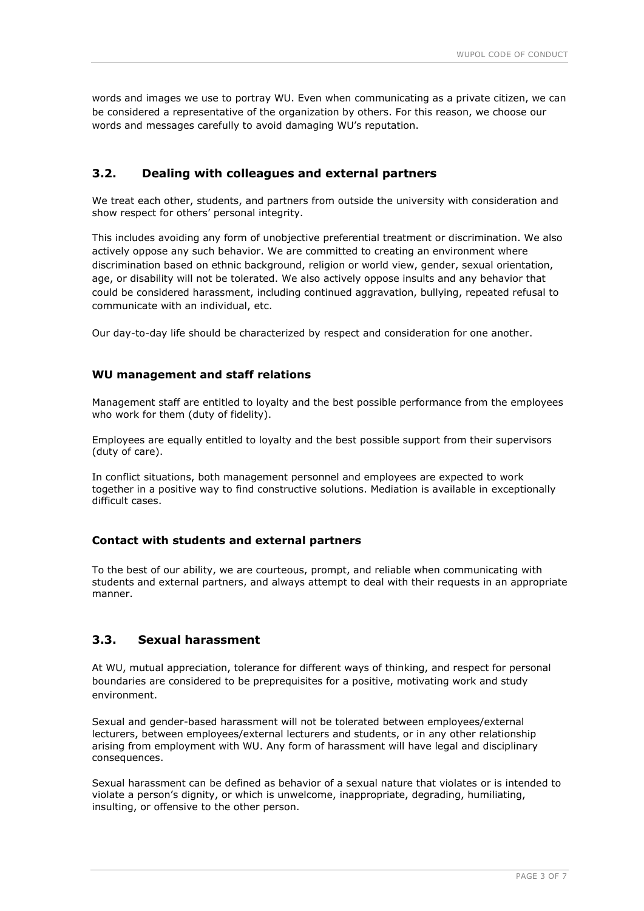words and images we use to portray WU. Even when communicating as a private citizen, we can be considered a representative of the organization by others. For this reason, we choose our words and messages carefully to avoid damaging WU's reputation.

## 3.2. Dealing with colleagues and external partners

We treat each other, students, and partners from outside the university with consideration and show respect for others' personal integrity.

This includes avoiding any form of unobjective preferential treatment or discrimination. We also actively oppose any such behavior. We are committed to creating an environment where discrimination based on ethnic background, religion or world view, gender, sexual orientation, age, or disability will not be tolerated. We also actively oppose insults and any behavior that could be considered harassment, including continued aggravation, bullying, repeated refusal to communicate with an individual, etc.

Our day-to-day life should be characterized by respect and consideration for one another.

### WU management and staff relations

Management staff are entitled to loyalty and the best possible performance from the employees who work for them (duty of fidelity).

Employees are equally entitled to loyalty and the best possible support from their supervisors (duty of care).

In conflict situations, both management personnel and employees are expected to work together in a positive way to find constructive solutions. Mediation is available in exceptionally difficult cases.

### Contact with students and external partners

To the best of our ability, we are courteous, prompt, and reliable when communicating with students and external partners, and always attempt to deal with their requests in an appropriate manner.

## 3.3. Sexual harassment

At WU, mutual appreciation, tolerance for different ways of thinking, and respect for personal boundaries are considered to be preprequisites for a positive, motivating work and study environment.

Sexual and gender-based harassment will not be tolerated between employees/external lecturers, between employees/external lecturers and students, or in any other relationship arising from employment with WU. Any form of harassment will have legal and disciplinary consequences.

Sexual harassment can be defined as behavior of a sexual nature that violates or is intended to violate a person's dignity, or which is unwelcome, inappropriate, degrading, humiliating, insulting, or offensive to the other person.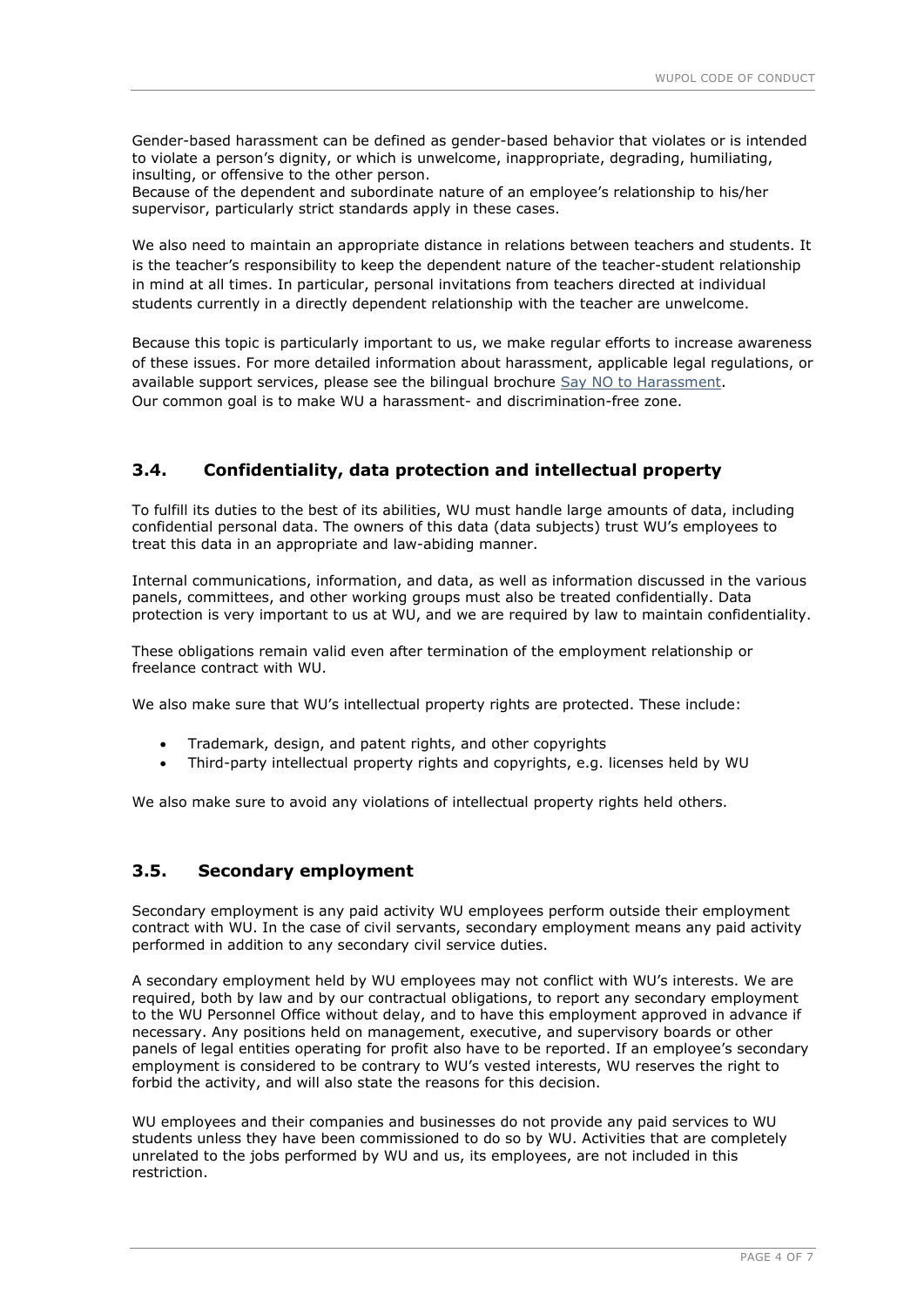Gender-based harassment can be defined as gender-based behavior that violates or is intended to violate a person's dignity, or which is unwelcome, inappropriate, degrading, humiliating, insulting, or offensive to the other person.
Because of the dependent and subordinate nature of an employee's relationship to his/her supervisor, particularly strict standards apply in these cases.

We also need to maintain an appropriate distance in relations between teachers and students. It is the teacher's responsibility to keep the dependent nature of the teacher-student relationship in mind at all times. In particular, personal invitations from teachers directed at individual students currently in a directly dependent relationship with the teacher are unwelcome.

Because this topic is particularly important to us, we make regular efforts to increase awareness of these issues. For more detailed information about harassment, applicable legal regulations, or available support services, please see the bilingual brochure Say NO to Harassment.
Our common goal is to make WU a harassment- and discrimination-free zone.

## 3.4. Confidentiality, data protection and intellectual property

To fulfill its duties to the best of its abilities, WU must handle large amounts of data, including confidential personal data. The owners of this data (data subjects) trust WU's employees to treat this data in an appropriate and law-abiding manner.

Internal communications, information, and data, as well as information discussed in the various panels, committees, and other working groups must also be treated confidentially. Data protection is very important to us at WU, and we are required by law to maintain confidentiality.

These obligations remain valid even after termination of the employment relationship or freelance contract with WU.

We also make sure that WU's intellectual property rights are protected. These include:

- Trademark, design, and patent rights, and other copyrights
- Third-party intellectual property rights and copyrights, e.g. licenses held by WU

We also make sure to avoid any violations of intellectual property rights held others.

## 3.5. Secondary employment

Secondary employment is any paid activity WU employees perform outside their employment contract with WU. In the case of civil servants, secondary employment means any paid activity performed in addition to any secondary civil service duties.

A secondary employment held by WU employees may not conflict with WU's interests. We are required, both by law and by our contractual obligations, to report any secondary employment to the WU Personnel Office without delay, and to have this employment approved in advance if necessary. Any positions held on management, executive, and supervisory boards or other panels of legal entities operating for profit also have to be reported. If an employee's secondary employment is considered to be contrary to WU's vested interests, WU reserves the right to forbid the activity, and will also state the reasons for this decision.

WU employees and their companies and businesses do not provide any paid services to WU students unless they have been commissioned to do so by WU. Activities that are completely unrelated to the jobs performed by WU and us, its employees, are not included in this restriction.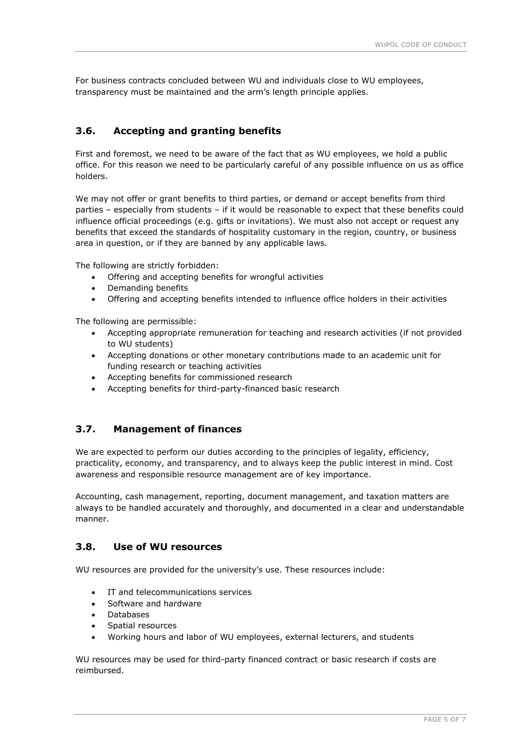For business contracts concluded between WU and individuals close to WU employees, transparency must be maintained and the arm's length principle applies.

### 3.6. Accepting and granting benefits

First and foremost, we need to be aware of the fact that as WU employees, we hold a public office. For this reason we need to be particularly careful of any possible influence on us as office holders.

We may not offer or grant benefits to third parties, or demand or accept benefits from third parties – especially from students – if it would be reasonable to expect that these benefits could influence official proceedings (e.g. gifts or invitations). We must also not accept or request any benefits that exceed the standards of hospitality customary in the region, country, or business area in question, or if they are banned by any applicable laws.

The following are strictly forbidden:

- Offering and accepting benefits for wrongful activities
- Demanding benefits
- Offering and accepting benefits intended to influence office holders in their activities

The following are permissible:

- Accepting appropriate remuneration for teaching and research activities (if not provided to WU students)
- Accepting donations or other monetary contributions made to an academic unit for funding research or teaching activities
- Accepting benefits for commissioned research
- Accepting benefits for third-party-financed basic research

### 3.7. Management of finances

We are expected to perform our duties according to the principles of legality, efficiency, practicality, economy, and transparency, and to always keep the public interest in mind. Cost awareness and responsible resource management are of key importance.

Accounting, cash management, reporting, document management, and taxation matters are always to be handled accurately and thoroughly, and documented in a clear and understandable manner.

### 3.8. Use of WU resources

WU resources are provided for the university's use. These resources include:

- IT and telecommunications services
- Software and hardware
- Databases
- Spatial resources
- Working hours and labor of WU employees, external lecturers, and students

WU resources may be used for third-party financed contract or basic research if costs are reimbursed.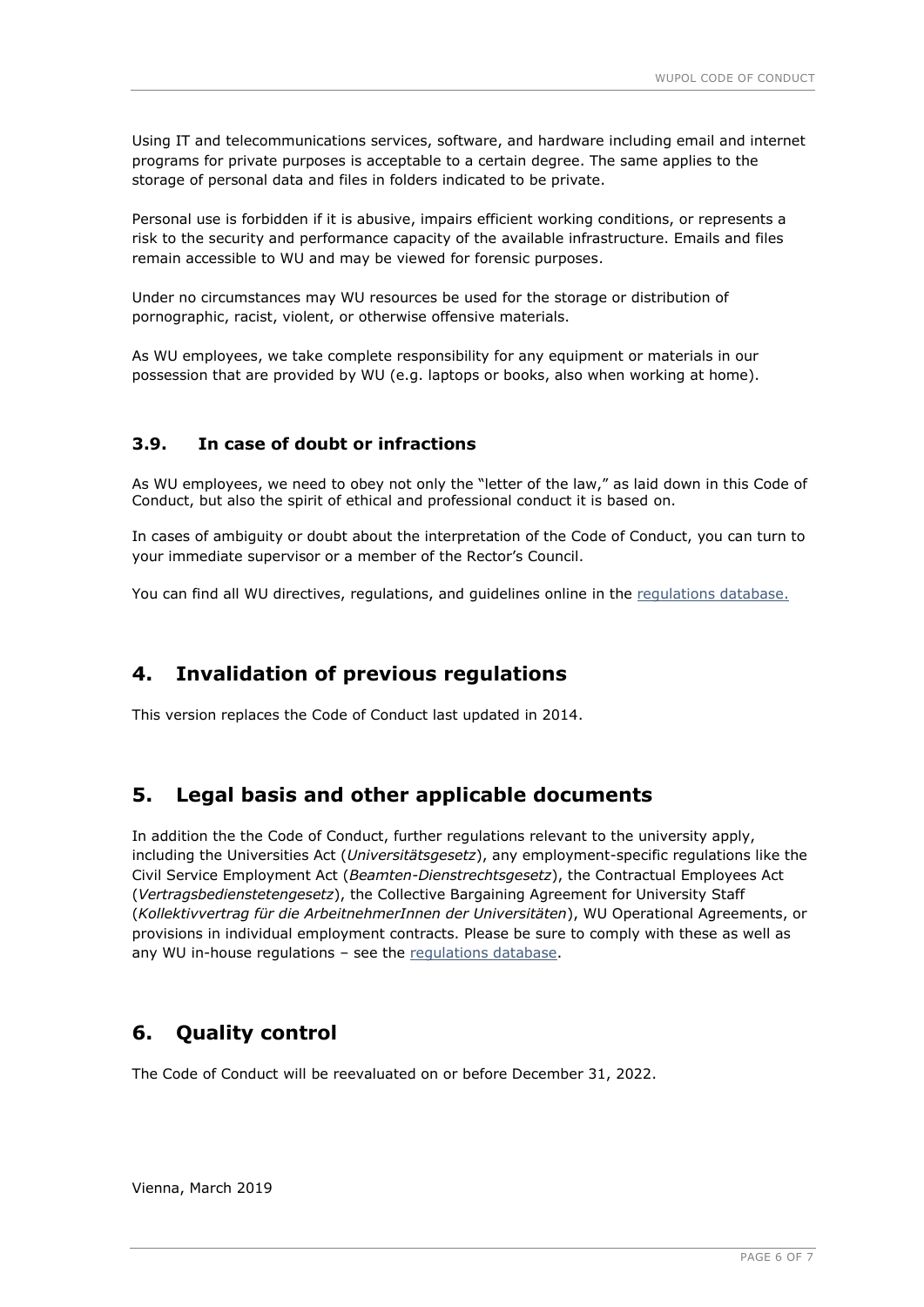Using IT and telecommunications services, software, and hardware including email and internet programs for private purposes is acceptable to a certain degree. The same applies to the storage of personal data and files in folders indicated to be private.

Personal use is forbidden if it is abusive, impairs efficient working conditions, or represents a risk to the security and performance capacity of the available infrastructure. Emails and files remain accessible to WU and may be viewed for forensic purposes.

Under no circumstances may WU resources be used for the storage or distribution of pornographic, racist, violent, or otherwise offensive materials.

As WU employees, we take complete responsibility for any equipment or materials in our possession that are provided by WU (e.g. laptops or books, also when working at home).

### 3.9. In case of doubt or infractions

As WU employees, we need to obey not only the "letter of the law," as laid down in this Code of Conduct, but also the spirit of ethical and professional conduct it is based on.

In cases of ambiguity or doubt about the interpretation of the Code of Conduct, you can turn to your immediate supervisor or a member of the Rector's Council.

You can find all WU directives, regulations, and guidelines online in the regulations database.

## 4. Invalidation of previous regulations

This version replaces the Code of Conduct last updated in 2014.

## 5. Legal basis and other applicable documents

In addition the the Code of Conduct, further regulations relevant to the university apply, including the Universities Act (*Universitätsgesetz*), any employment-specific regulations like the Civil Service Employment Act (*Beamten-Dienstrechtsgesetz*), the Contractual Employees Act (*Vertragsbedienstetengesetz*), the Collective Bargaining Agreement for University Staff (*Kollektivvertrag für die ArbeitnehmerInnen der Universitäten*), WU Operational Agreements, or provisions in individual employment contracts. Please be sure to comply with these as well as any WU in-house regulations – see the regulations database.

## 6. Quality control

The Code of Conduct will be reevaluated on or before December 31, 2022.

Vienna, March 2019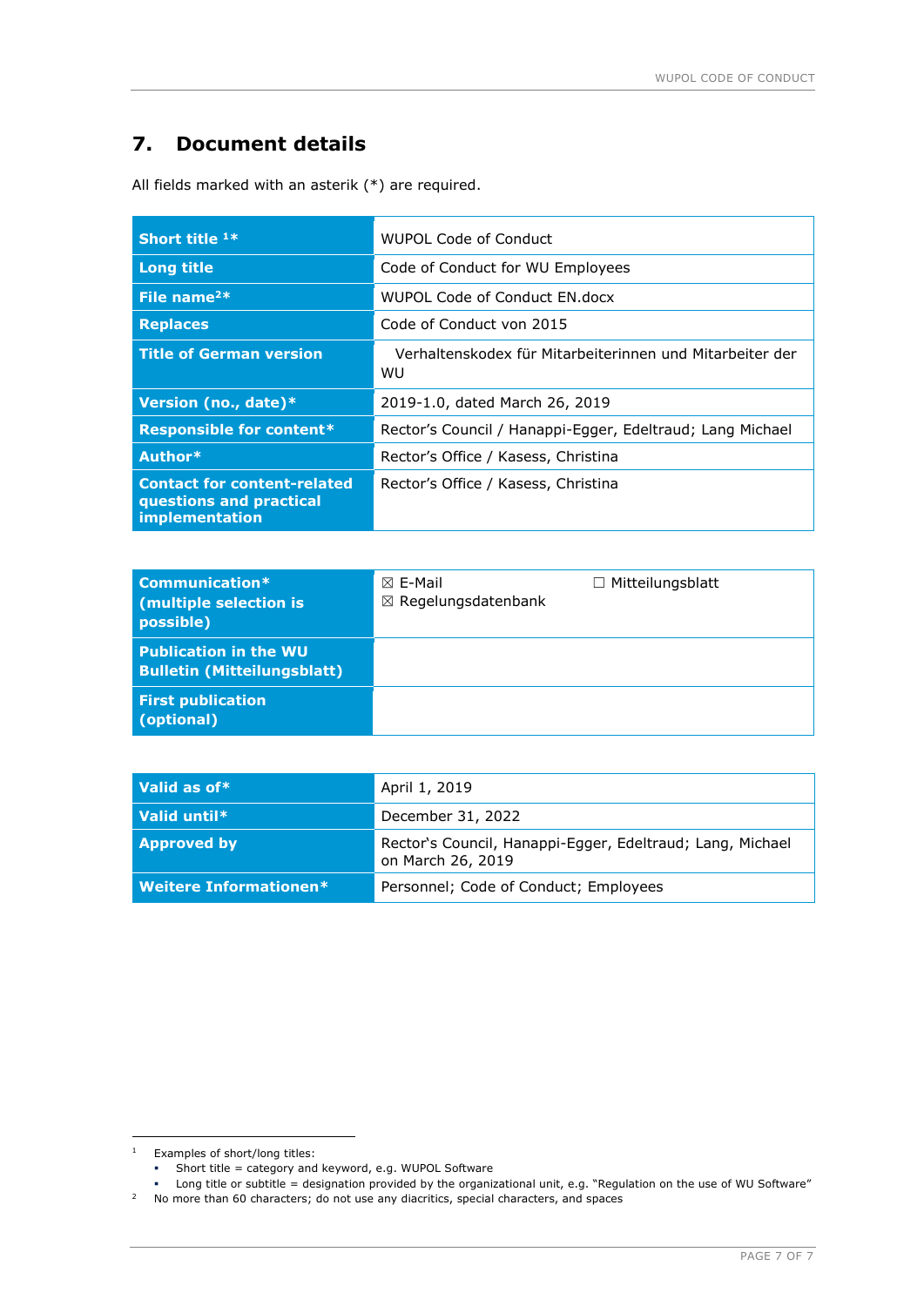## 7. Document details

All fields marked with an asterik (*) are required.

| | |
|---|---|
| **Short title [1]*** | WUPOL Code of Conduct |
| **Long title** | Code of Conduct for WU Employees |
| **File name[2]*** | WUPOL Code of Conduct EN.docx |
| **Replaces** | Code of Conduct von 2015 |
| **Title of German version** | Verhaltenskodex für Mitarbeiterinnen und Mitarbeiter der WU |
| **Version (no., date)*** | 2019-1.0, dated March 26, 2019 |
| **Responsible for content*** | Rector's Council / Hanappi-Egger, Edeltraud; Lang Michael |
| **Author*** | Rector's Office / Kasess, Christina |
| **Contact for content-related questions and practical implementation** | Rector's Office / Kasess, Christina |

| | | |
|---|---|---|
| **Communication* (multiple selection is possible)** | ☒ E-Mail<br>☒ Regelungsdatenbank | ☐ Mitteilungsblatt |
| **Publication in the WU Bulletin (Mitteilungsblatt)** | | |
| **First publication (optional)** | | |

| | |
|---|---|
| **Valid as of*** | April 1, 2019 |
| **Valid until*** | December 31, 2022 |
| **Approved by** | Rector's Council, Hanappi-Egger, Edeltraud; Lang, Michael on March 26, 2019 |
| **Weitere Informationen*** | Personnel; Code of Conduct; Employees |

---

[1] Examples of short/long titles:
- Short title = category and keyword, e.g. WUPOL Software
- Long title or subtitle = designation provided by the organizational unit, e.g. "Regulation on the use of WU Software"

[2] No more than 60 characters; do not use any diacritics, special characters, and spaces